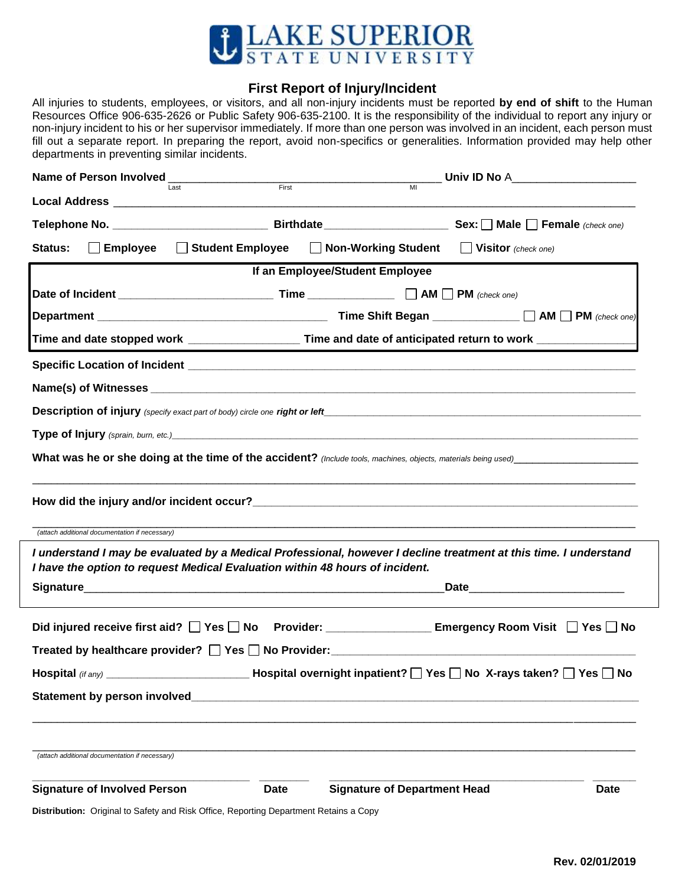LAKE SUPERIOR STATE UNIVERSITY

# First Report of Injury/Incident

All injuries to students, employees, or visitors, and all non-injury incidents must be reported **by end of shift** to the Human Resources Office 906-635-2626 or Public Safety 906-635-2100. It is the responsibility of the individual to report any injury or non-injury incident to his or her supervisor immediately. If more than one person was involved in an incident, each person must fill out a separate report. In preparing the report, avoid non-specifics or generalities. Information provided may help other departments in preventing similar incidents.

**Name of Person Involved** ____________________________________________ **Univ ID No** A____________________
Last First MI

**Local Address** ____________________________________________________________________________________

**Telephone No.** ________________________ **Birthdate** ___________________ **Sex:** ☐ **Male** ☐ **Female** *(check one)*

**Status:** ☐ **Employee** ☐ **Student Employee** ☐ **Non-Working Student** ☐ **Visitor** *(check one)*

**If an Employee/Student Employee**

**Date of Incident** ________________________ **Time** _____________ ☐ **AM** ☐ **PM** *(check one)*

**Department** ____________________________________ **Time Shift Began** _____________ ☐ **AM** ☐ **PM** *(check one)*

**Time and date stopped work** ________________ **Time and date of anticipated return to work** _______________

**Specific Location of Incident** ______________________________________________________________________

**Name(s) of Witnesses** ____________________________________________________________________________

**Description of injury** *(specify exact part of body) circle one* ***right or left*** ______________________________________

**Type of Injury** *(sprain, burn, etc.)* ____________________________________________________________________

**What was he or she doing at the time of the accident?** *(Include tools, machines, objects, materials being used)* ________________

_____________________________________________________________________________________________

**How did the injury and/or incident occur?** ________________________________________________________________

_____________________________________________________________________________________________
*(attach additional documentation if necessary)*

***I understand I may be evaluated by a Medical Professional, however I decline treatment at this time. I understand I have the option to request Medical Evaluation within 48 hours of incident.***

**Signature** ___________________________________________________________ **Date** ________________________

**Did injured receive first aid?** ☐ **Yes** ☐ **No** **Provider:** ________________ **Emergency Room Visit** ☐ **Yes** ☐ **No**

**Treated by healthcare provider?** ☐ **Yes** ☐ **No Provider:** ______________________________________________

**Hospital** *(if any)* _______________________ **Hospital overnight inpatient?** ☐ **Yes** ☐ **No** **X-rays taken?** ☐ **Yes** ☐ **No**

**Statement by person involved** ______________________________________________________________________

_____________________________________________________________________________________________

_____________________________________________________________________________________________
*(attach additional documentation if necessary)*

___________________________________ ________ ________________________________________ ______
**Signature of Involved Person** **Date** **Signature of Department Head** **Date**

**Distribution:** Original to Safety and Risk Office, Reporting Department Retains a Copy

**Rev. 02/01/2019**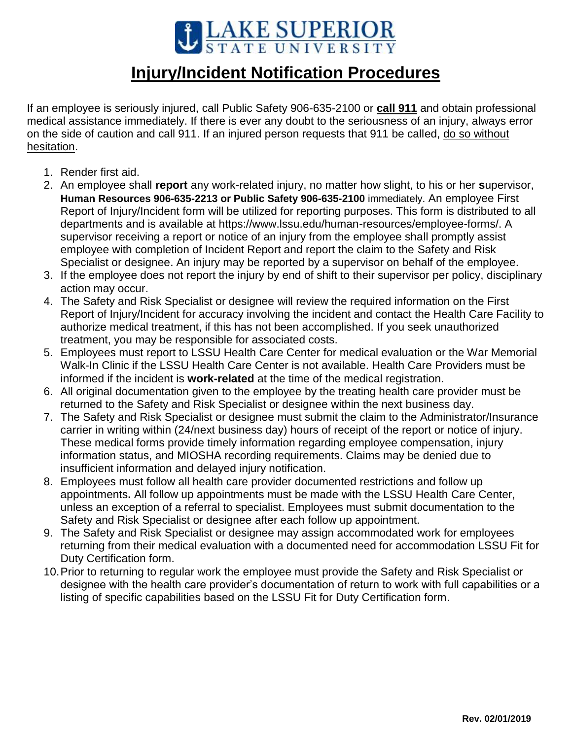# LAKE SUPERIOR STATE UNIVERSITY

## Injury/Incident Notification Procedures

If an employee is seriously injured, call Public Safety 906-635-2100 or **call 911** and obtain professional medical assistance immediately. If there is ever any doubt to the seriousness of an injury, always error on the side of caution and call 911. If an injured person requests that 911 be called, do so without hesitation.

1. Render first aid.
2. An employee shall **report** any work-related injury, no matter how slight, to his or her **s**upervisor, **Human Resources 906-635-2213 or Public Safety 906-635-2100** immediately. An employee First Report of Injury/Incident form will be utilized for reporting purposes. This form is distributed to all departments and is available at https://www.lssu.edu/human-resources/employee-forms/. A supervisor receiving a report or notice of an injury from the employee shall promptly assist employee with completion of Incident Report and report the claim to the Safety and Risk Specialist or designee. An injury may be reported by a supervisor on behalf of the employee.
3. If the employee does not report the injury by end of shift to their supervisor per policy, disciplinary action may occur.
4. The Safety and Risk Specialist or designee will review the required information on the First Report of Injury/Incident for accuracy involving the incident and contact the Health Care Facility to authorize medical treatment, if this has not been accomplished. If you seek unauthorized treatment, you may be responsible for associated costs.
5. Employees must report to LSSU Health Care Center for medical evaluation or the War Memorial Walk-In Clinic if the LSSU Health Care Center is not available. Health Care Providers must be informed if the incident is **work-related** at the time of the medical registration.
6. All original documentation given to the employee by the treating health care provider must be returned to the Safety and Risk Specialist or designee within the next business day.
7. The Safety and Risk Specialist or designee must submit the claim to the Administrator/Insurance carrier in writing within (24/next business day) hours of receipt of the report or notice of injury. These medical forms provide timely information regarding employee compensation, injury information status, and MIOSHA recording requirements. Claims may be denied due to insufficient information and delayed injury notification.
8. Employees must follow all health care provider documented restrictions and follow up appointments**.** All follow up appointments must be made with the LSSU Health Care Center, unless an exception of a referral to specialist. Employees must submit documentation to the Safety and Risk Specialist or designee after each follow up appointment.
9. The Safety and Risk Specialist or designee may assign accommodated work for employees returning from their medical evaluation with a documented need for accommodation LSSU Fit for Duty Certification form.
10. Prior to returning to regular work the employee must provide the Safety and Risk Specialist or designee with the health care provider's documentation of return to work with full capabilities or a listing of specific capabilities based on the LSSU Fit for Duty Certification form.

**Rev. 02/01/2019**